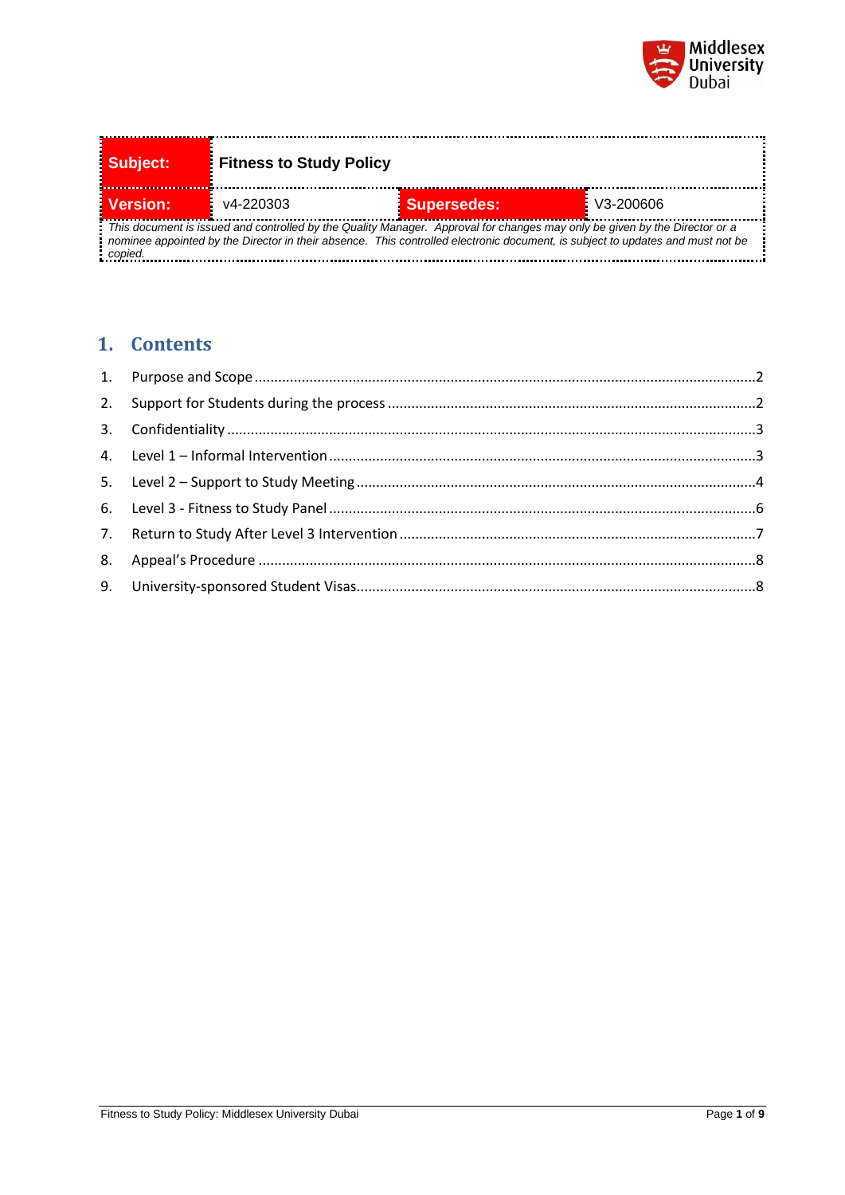| Subject: | Fitness to Study Policy | | |
|---|---|---|---|
| Version: | v4-220303 | Supersedes: | V3-200606 |
| *This document is issued and controlled by the Quality Manager. Approval for changes may only be given by the Director or a nominee appointed by the Director in their absence. This controlled electronic document, is subject to updates and must not be copied.* | | | |

## 1. Contents

1. Purpose and Scope ....................2
2. Support for Students during the process ....................2
3. Confidentiality ....................3
4. Level 1 – Informal Intervention ....................3
5. Level 2 – Support to Study Meeting ....................4
6. Level 3 - Fitness to Study Panel ....................6
7. Return to Study After Level 3 Intervention ....................7
8. Appeal's Procedure ....................8
9. University-sponsored Student Visas....................8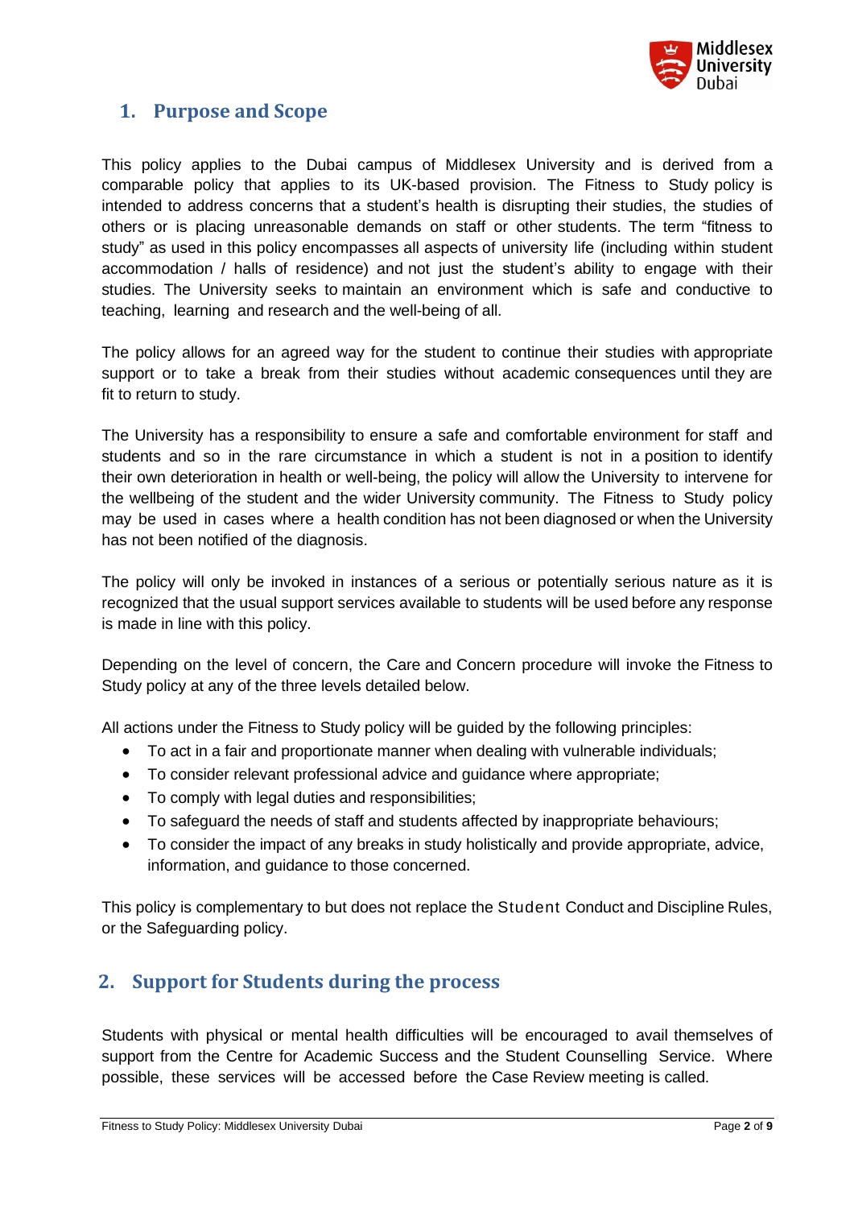## 1. Purpose and Scope

This policy applies to the Dubai campus of Middlesex University and is derived from a comparable policy that applies to its UK-based provision. The Fitness to Study policy is intended to address concerns that a student's health is disrupting their studies, the studies of others or is placing unreasonable demands on staff or other students. The term "fitness to study" as used in this policy encompasses all aspects of university life (including within student accommodation / halls of residence) and not just the student's ability to engage with their studies. The University seeks to maintain an environment which is safe and conductive to teaching, learning and research and the well-being of all.

The policy allows for an agreed way for the student to continue their studies with appropriate support or to take a break from their studies without academic consequences until they are fit to return to study.

The University has a responsibility to ensure a safe and comfortable environment for staff and students and so in the rare circumstance in which a student is not in a position to identify their own deterioration in health or well-being, the policy will allow the University to intervene for the wellbeing of the student and the wider University community. The Fitness to Study policy may be used in cases where a health condition has not been diagnosed or when the University has not been notified of the diagnosis.

The policy will only be invoked in instances of a serious or potentially serious nature as it is recognized that the usual support services available to students will be used before any response is made in line with this policy.

Depending on the level of concern, the Care and Concern procedure will invoke the Fitness to Study policy at any of the three levels detailed below.

All actions under the Fitness to Study policy will be guided by the following principles:

- To act in a fair and proportionate manner when dealing with vulnerable individuals;
- To consider relevant professional advice and guidance where appropriate;
- To comply with legal duties and responsibilities;
- To safeguard the needs of staff and students affected by inappropriate behaviours;
- To consider the impact of any breaks in study holistically and provide appropriate, advice, information, and guidance to those concerned.

This policy is complementary to but does not replace the Student Conduct and Discipline Rules, or the Safeguarding policy.

## 2. Support for Students during the process

Students with physical or mental health difficulties will be encouraged to avail themselves of support from the Centre for Academic Success and the Student Counselling Service. Where possible, these services will be accessed before the Case Review meeting is called.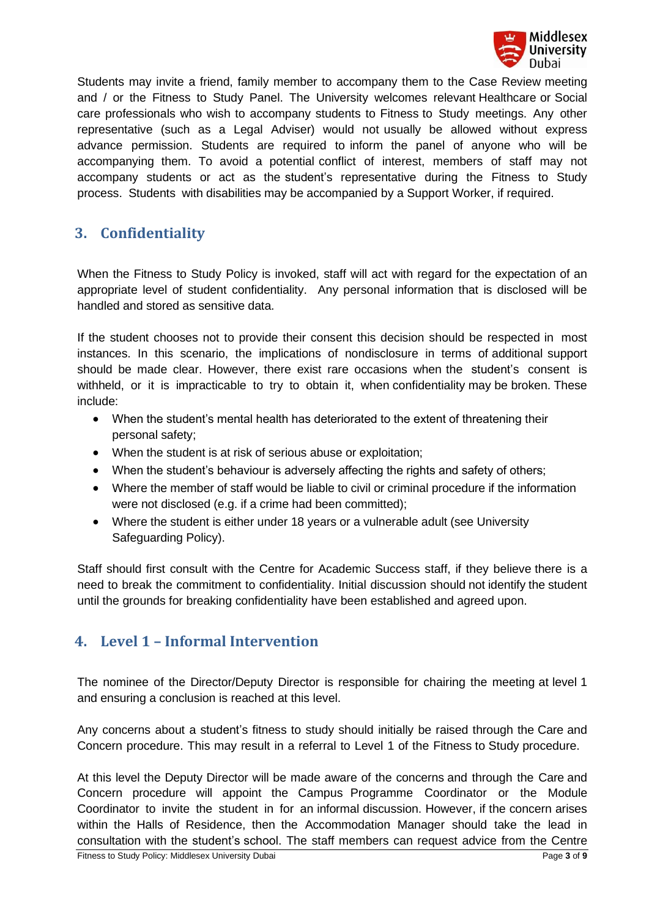Students may invite a friend, family member to accompany them to the Case Review meeting and / or the Fitness to Study Panel. The University welcomes relevant Healthcare or Social care professionals who wish to accompany students to Fitness to Study meetings. Any other representative (such as a Legal Adviser) would not usually be allowed without express advance permission. Students are required to inform the panel of anyone who will be accompanying them. To avoid a potential conflict of interest, members of staff may not accompany students or act as the student's representative during the Fitness to Study process. Students with disabilities may be accompanied by a Support Worker, if required.

## 3. Confidentiality

When the Fitness to Study Policy is invoked, staff will act with regard for the expectation of an appropriate level of student confidentiality. Any personal information that is disclosed will be handled and stored as sensitive data.

If the student chooses not to provide their consent this decision should be respected in most instances. In this scenario, the implications of nondisclosure in terms of additional support should be made clear. However, there exist rare occasions when the student's consent is withheld, or it is impracticable to try to obtain it, when confidentiality may be broken. These include:

- When the student's mental health has deteriorated to the extent of threatening their personal safety;
- When the student is at risk of serious abuse or exploitation;
- When the student's behaviour is adversely affecting the rights and safety of others;
- Where the member of staff would be liable to civil or criminal procedure if the information were not disclosed (e.g. if a crime had been committed);
- Where the student is either under 18 years or a vulnerable adult (see University Safeguarding Policy).

Staff should first consult with the Centre for Academic Success staff, if they believe there is a need to break the commitment to confidentiality. Initial discussion should not identify the student until the grounds for breaking confidentiality have been established and agreed upon.

## 4. Level 1 – Informal Intervention

The nominee of the Director/Deputy Director is responsible for chairing the meeting at level 1 and ensuring a conclusion is reached at this level.

Any concerns about a student's fitness to study should initially be raised through the Care and Concern procedure. This may result in a referral to Level 1 of the Fitness to Study procedure.

At this level the Deputy Director will be made aware of the concerns and through the Care and Concern procedure will appoint the Campus Programme Coordinator or the Module Coordinator to invite the student in for an informal discussion. However, if the concern arises within the Halls of Residence, then the Accommodation Manager should take the lead in consultation with the student's school. The staff members can request advice from the Centre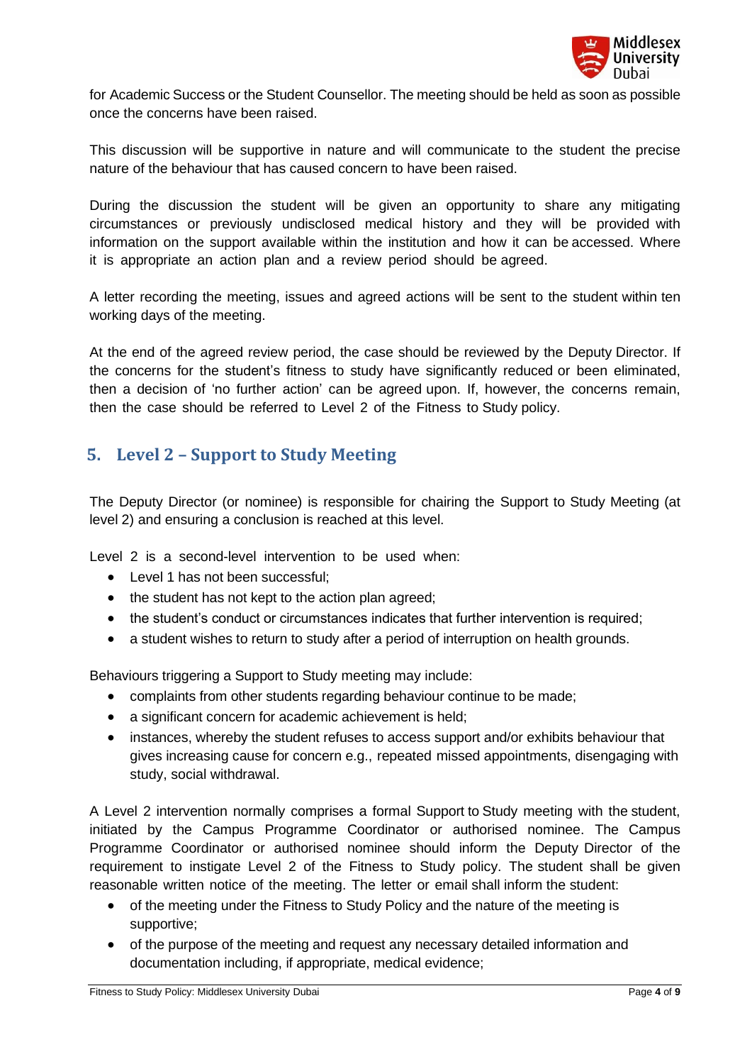for Academic Success or the Student Counsellor. The meeting should be held as soon as possible once the concerns have been raised.

This discussion will be supportive in nature and will communicate to the student the precise nature of the behaviour that has caused concern to have been raised.

During the discussion the student will be given an opportunity to share any mitigating circumstances or previously undisclosed medical history and they will be provided with information on the support available within the institution and how it can be accessed. Where it is appropriate an action plan and a review period should be agreed.

A letter recording the meeting, issues and agreed actions will be sent to the student within ten working days of the meeting.

At the end of the agreed review period, the case should be reviewed by the Deputy Director. If the concerns for the student's fitness to study have significantly reduced or been eliminated, then a decision of 'no further action' can be agreed upon. If, however, the concerns remain, then the case should be referred to Level 2 of the Fitness to Study policy.

## 5. Level 2 – Support to Study Meeting

The Deputy Director (or nominee) is responsible for chairing the Support to Study Meeting (at level 2) and ensuring a conclusion is reached at this level.

Level 2 is a second-level intervention to be used when:

- Level 1 has not been successful;
- the student has not kept to the action plan agreed;
- the student's conduct or circumstances indicates that further intervention is required;
- a student wishes to return to study after a period of interruption on health grounds.

Behaviours triggering a Support to Study meeting may include:

- complaints from other students regarding behaviour continue to be made;
- a significant concern for academic achievement is held;
- instances, whereby the student refuses to access support and/or exhibits behaviour that gives increasing cause for concern e.g., repeated missed appointments, disengaging with study, social withdrawal.

A Level 2 intervention normally comprises a formal Support to Study meeting with the student, initiated by the Campus Programme Coordinator or authorised nominee. The Campus Programme Coordinator or authorised nominee should inform the Deputy Director of the requirement to instigate Level 2 of the Fitness to Study policy. The student shall be given reasonable written notice of the meeting. The letter or email shall inform the student:

- of the meeting under the Fitness to Study Policy and the nature of the meeting is supportive;
- of the purpose of the meeting and request any necessary detailed information and documentation including, if appropriate, medical evidence;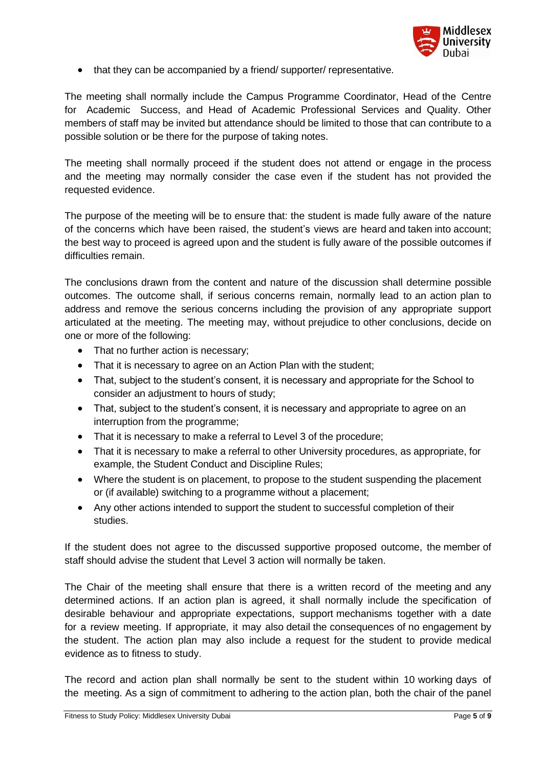- that they can be accompanied by a friend/ supporter/ representative.

The meeting shall normally include the Campus Programme Coordinator, Head of the Centre for Academic Success, and Head of Academic Professional Services and Quality. Other members of staff may be invited but attendance should be limited to those that can contribute to a possible solution or be there for the purpose of taking notes.

The meeting shall normally proceed if the student does not attend or engage in the process and the meeting may normally consider the case even if the student has not provided the requested evidence.

The purpose of the meeting will be to ensure that: the student is made fully aware of the nature of the concerns which have been raised, the student's views are heard and taken into account; the best way to proceed is agreed upon and the student is fully aware of the possible outcomes if difficulties remain.

The conclusions drawn from the content and nature of the discussion shall determine possible outcomes. The outcome shall, if serious concerns remain, normally lead to an action plan to address and remove the serious concerns including the provision of any appropriate support articulated at the meeting. The meeting may, without prejudice to other conclusions, decide on one or more of the following:

- That no further action is necessary;
- That it is necessary to agree on an Action Plan with the student;
- That, subject to the student's consent, it is necessary and appropriate for the School to consider an adjustment to hours of study;
- That, subject to the student's consent, it is necessary and appropriate to agree on an interruption from the programme;
- That it is necessary to make a referral to Level 3 of the procedure;
- That it is necessary to make a referral to other University procedures, as appropriate, for example, the Student Conduct and Discipline Rules;
- Where the student is on placement, to propose to the student suspending the placement or (if available) switching to a programme without a placement;
- Any other actions intended to support the student to successful completion of their studies.

If the student does not agree to the discussed supportive proposed outcome, the member of staff should advise the student that Level 3 action will normally be taken.

The Chair of the meeting shall ensure that there is a written record of the meeting and any determined actions. If an action plan is agreed, it shall normally include the specification of desirable behaviour and appropriate expectations, support mechanisms together with a date for a review meeting. If appropriate, it may also detail the consequences of no engagement by the student. The action plan may also include a request for the student to provide medical evidence as to fitness to study.

The record and action plan shall normally be sent to the student within 10 working days of the meeting. As a sign of commitment to adhering to the action plan, both the chair of the panel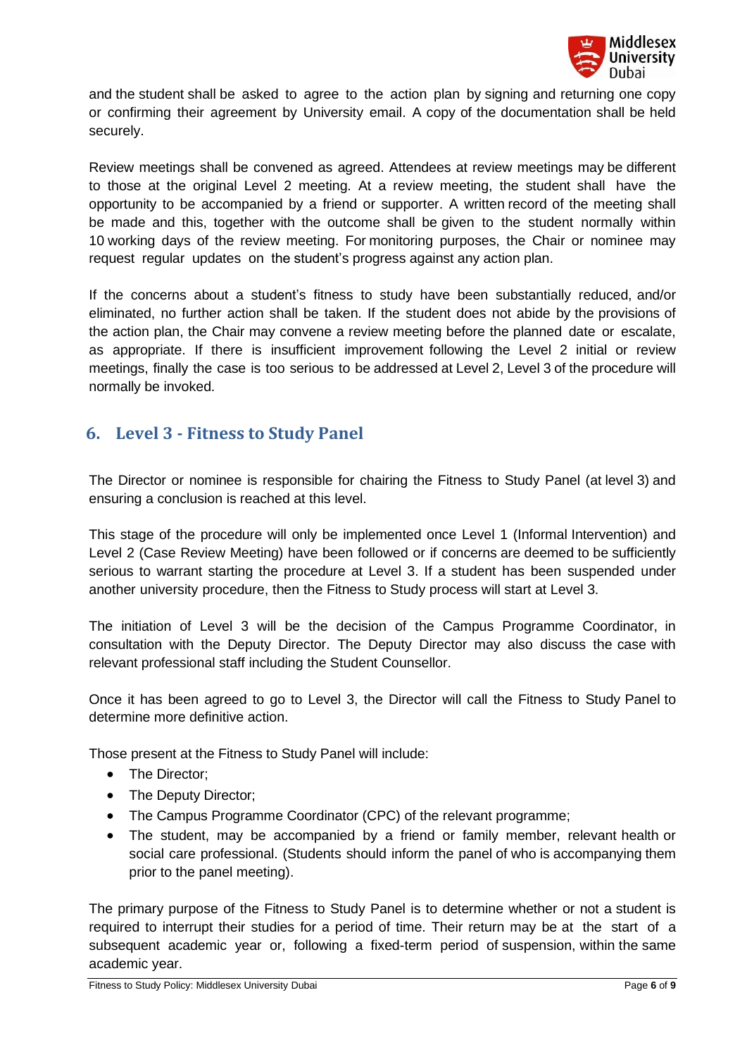and the student shall be asked to agree to the action plan by signing and returning one copy or confirming their agreement by University email. A copy of the documentation shall be held securely.

Review meetings shall be convened as agreed. Attendees at review meetings may be different to those at the original Level 2 meeting. At a review meeting, the student shall have the opportunity to be accompanied by a friend or supporter. A written record of the meeting shall be made and this, together with the outcome shall be given to the student normally within 10 working days of the review meeting. For monitoring purposes, the Chair or nominee may request regular updates on the student's progress against any action plan.

If the concerns about a student's fitness to study have been substantially reduced, and/or eliminated, no further action shall be taken. If the student does not abide by the provisions of the action plan, the Chair may convene a review meeting before the planned date or escalate, as appropriate. If there is insufficient improvement following the Level 2 initial or review meetings, finally the case is too serious to be addressed at Level 2, Level 3 of the procedure will normally be invoked.

## 6. Level 3 - Fitness to Study Panel

The Director or nominee is responsible for chairing the Fitness to Study Panel (at level 3) and ensuring a conclusion is reached at this level.

This stage of the procedure will only be implemented once Level 1 (Informal Intervention) and Level 2 (Case Review Meeting) have been followed or if concerns are deemed to be sufficiently serious to warrant starting the procedure at Level 3. If a student has been suspended under another university procedure, then the Fitness to Study process will start at Level 3.

The initiation of Level 3 will be the decision of the Campus Programme Coordinator, in consultation with the Deputy Director. The Deputy Director may also discuss the case with relevant professional staff including the Student Counsellor.

Once it has been agreed to go to Level 3, the Director will call the Fitness to Study Panel to determine more definitive action.

Those present at the Fitness to Study Panel will include:

- The Director;
- The Deputy Director;
- The Campus Programme Coordinator (CPC) of the relevant programme;
- The student, may be accompanied by a friend or family member, relevant health or social care professional. (Students should inform the panel of who is accompanying them prior to the panel meeting).

The primary purpose of the Fitness to Study Panel is to determine whether or not a student is required to interrupt their studies for a period of time. Their return may be at the start of a subsequent academic year or, following a fixed-term period of suspension, within the same academic year.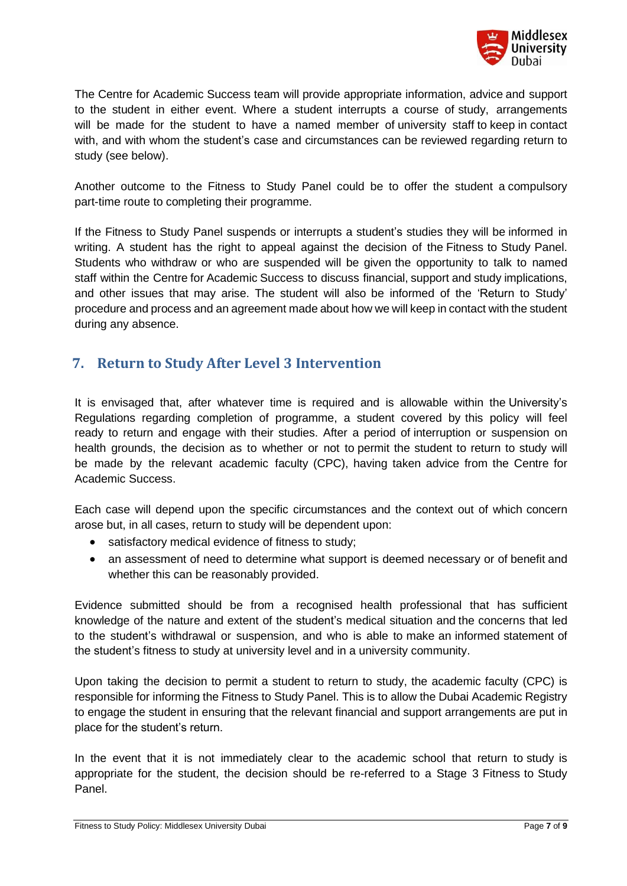The Centre for Academic Success team will provide appropriate information, advice and support to the student in either event. Where a student interrupts a course of study, arrangements will be made for the student to have a named member of university staff to keep in contact with, and with whom the student's case and circumstances can be reviewed regarding return to study (see below).

Another outcome to the Fitness to Study Panel could be to offer the student a compulsory part-time route to completing their programme.

If the Fitness to Study Panel suspends or interrupts a student's studies they will be informed in writing. A student has the right to appeal against the decision of the Fitness to Study Panel. Students who withdraw or who are suspended will be given the opportunity to talk to named staff within the Centre for Academic Success to discuss financial, support and study implications, and other issues that may arise. The student will also be informed of the 'Return to Study' procedure and process and an agreement made about how we will keep in contact with the student during any absence.

## 7. Return to Study After Level 3 Intervention

It is envisaged that, after whatever time is required and is allowable within the University's Regulations regarding completion of programme, a student covered by this policy will feel ready to return and engage with their studies. After a period of interruption or suspension on health grounds, the decision as to whether or not to permit the student to return to study will be made by the relevant academic faculty (CPC), having taken advice from the Centre for Academic Success.

Each case will depend upon the specific circumstances and the context out of which concern arose but, in all cases, return to study will be dependent upon:

- satisfactory medical evidence of fitness to study;
- an assessment of need to determine what support is deemed necessary or of benefit and whether this can be reasonably provided.

Evidence submitted should be from a recognised health professional that has sufficient knowledge of the nature and extent of the student's medical situation and the concerns that led to the student's withdrawal or suspension, and who is able to make an informed statement of the student's fitness to study at university level and in a university community.

Upon taking the decision to permit a student to return to study, the academic faculty (CPC) is responsible for informing the Fitness to Study Panel. This is to allow the Dubai Academic Registry to engage the student in ensuring that the relevant financial and support arrangements are put in place for the student's return.

In the event that it is not immediately clear to the academic school that return to study is appropriate for the student, the decision should be re-referred to a Stage 3 Fitness to Study Panel.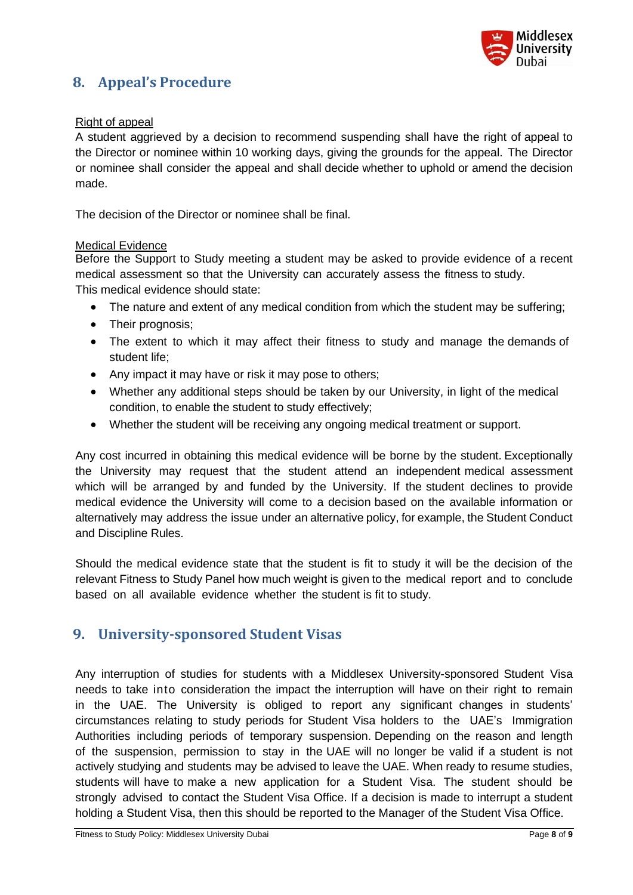## 8. Appeal's Procedure

Right of appeal

A student aggrieved by a decision to recommend suspending shall have the right of appeal to the Director or nominee within 10 working days, giving the grounds for the appeal. The Director or nominee shall consider the appeal and shall decide whether to uphold or amend the decision made.

The decision of the Director or nominee shall be final.

Medical Evidence

Before the Support to Study meeting a student may be asked to provide evidence of a recent medical assessment so that the University can accurately assess the fitness to study.
This medical evidence should state:

- The nature and extent of any medical condition from which the student may be suffering;
- Their prognosis;
- The extent to which it may affect their fitness to study and manage the demands of student life;
- Any impact it may have or risk it may pose to others;
- Whether any additional steps should be taken by our University, in light of the medical condition, to enable the student to study effectively;
- Whether the student will be receiving any ongoing medical treatment or support.

Any cost incurred in obtaining this medical evidence will be borne by the student. Exceptionally the University may request that the student attend an independent medical assessment which will be arranged by and funded by the University. If the student declines to provide medical evidence the University will come to a decision based on the available information or alternatively may address the issue under an alternative policy, for example, the Student Conduct and Discipline Rules.

Should the medical evidence state that the student is fit to study it will be the decision of the relevant Fitness to Study Panel how much weight is given to the medical report and to conclude based on all available evidence whether the student is fit to study.

## 9. University-sponsored Student Visas

Any interruption of studies for students with a Middlesex University-sponsored Student Visa needs to take into consideration the impact the interruption will have on their right to remain in the UAE. The University is obliged to report any significant changes in students' circumstances relating to study periods for Student Visa holders to the UAE's Immigration Authorities including periods of temporary suspension. Depending on the reason and length of the suspension, permission to stay in the UAE will no longer be valid if a student is not actively studying and students may be advised to leave the UAE. When ready to resume studies, students will have to make a new application for a Student Visa. The student should be strongly advised to contact the Student Visa Office. If a decision is made to interrupt a student holding a Student Visa, then this should be reported to the Manager of the Student Visa Office.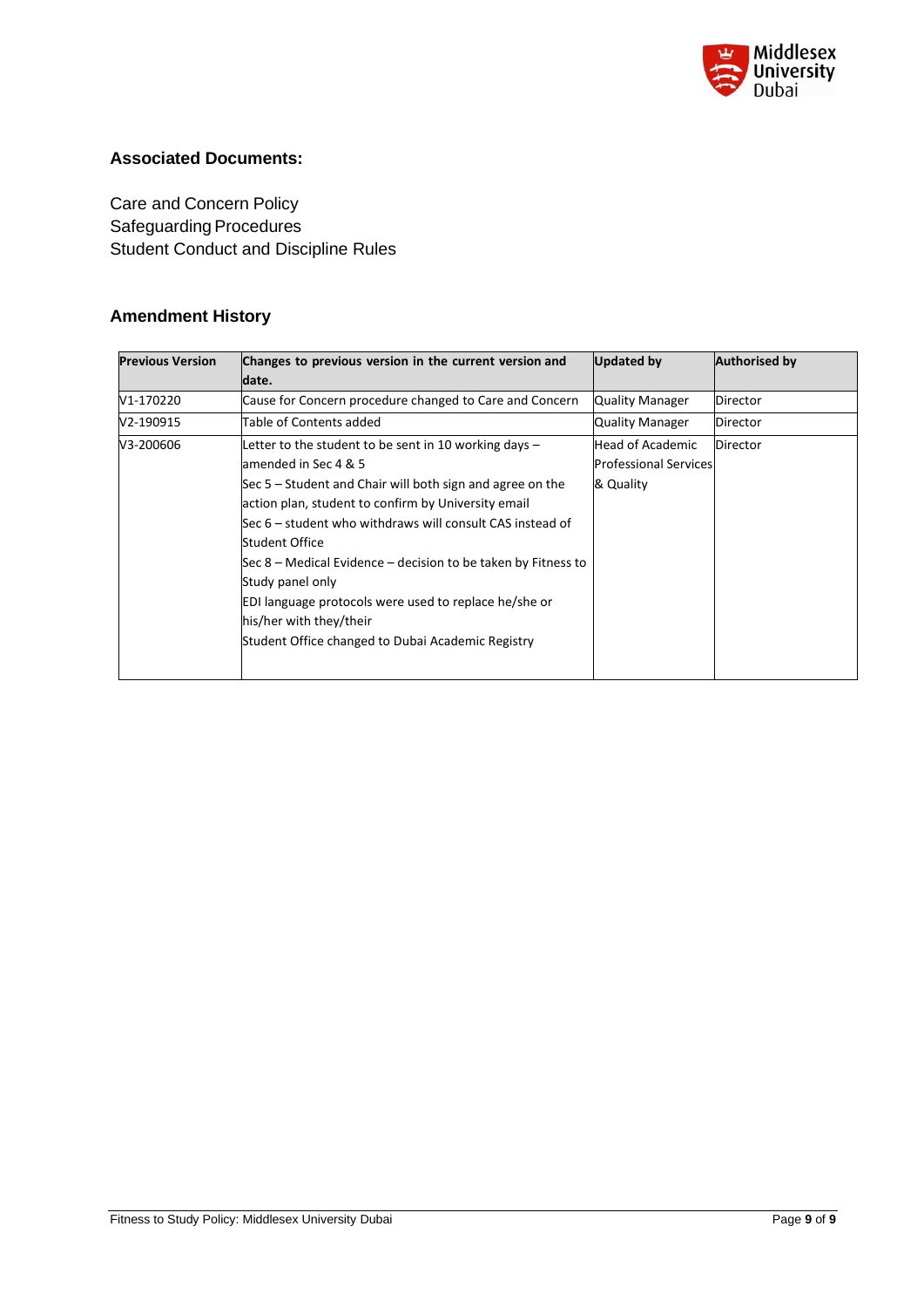## Associated Documents:

Care and Concern Policy
Safeguarding Procedures
Student Conduct and Discipline Rules

## Amendment History

| Previous Version | Changes to previous version in the current version and date. | Updated by | Authorised by |
|---|---|---|---|
| V1-170220 | Cause for Concern procedure changed to Care and Concern | Quality Manager | Director |
| V2-190915 | Table of Contents added | Quality Manager | Director |
| V3-200606 | Letter to the student to be sent in 10 working days – amended in Sec 4 & 5<br>Sec 5 – Student and Chair will both sign and agree on the action plan, student to confirm by University email<br>Sec 6 – student who withdraws will consult CAS instead of Student Office<br>Sec 8 – Medical Evidence – decision to be taken by Fitness to Study panel only<br>EDI language protocols were used to replace he/she or his/her with they/their<br>Student Office changed to Dubai Academic Registry | Head of Academic Professional Services & Quality | Director |